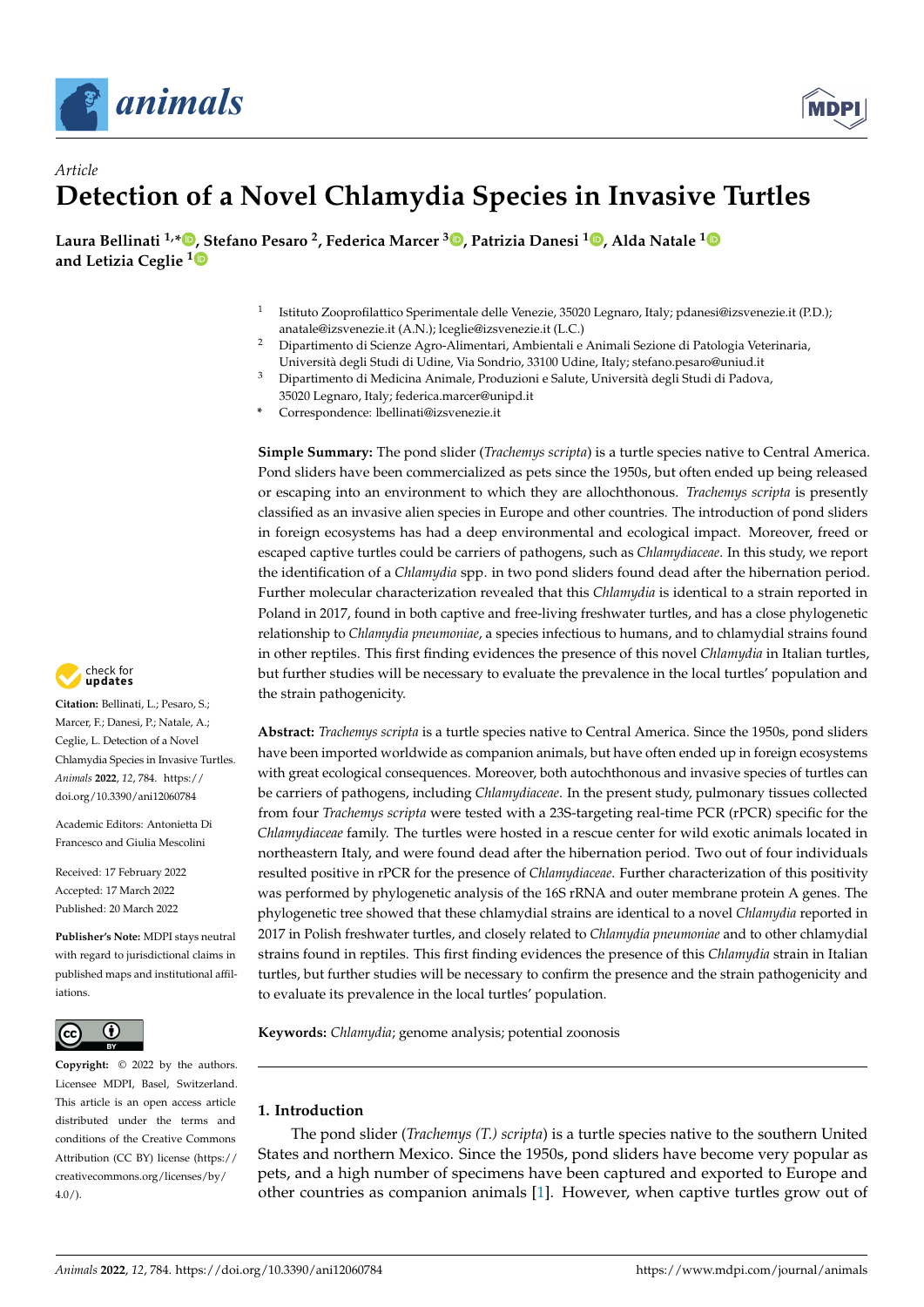*Article*

# Detection of a Novel Chlamydia Species in Invasive Turtles

**Laura Bellinati [1,*], Stefano Pesaro [2], Federica Marcer [3], Patrizia Danesi [1], Alda Natale [1] and Letizia Ceglie [1]**

1 Istituto Zooprofilattico Sperimentale delle Venezie, 35020 Legnaro, Italy; pdanesi@izsvenezie.it (P.D.); anatale@izsvenezie.it (A.N.); lceglie@izsvenezie.it (L.C.)
2 Dipartimento di Scienze Agro-Alimentari, Ambientali e Animali Sezione di Patologia Veterinaria, Università degli Studi di Udine, Via Sondrio, 33100 Udine, Italy; stefano.pesaro@uniud.it
3 Dipartimento di Medicina Animale, Produzioni e Salute, Università degli Studi di Padova, 35020 Legnaro, Italy; federica.marcer@unipd.it
\* Correspondence: lbellinati@izsvenezie.it

**Simple Summary:** The pond slider (*Trachemys scripta*) is a turtle species native to Central America. Pond sliders have been commercialized as pets since the 1950s, but often ended up being released or escaping into an environment to which they are allochthonous. *Trachemys scripta* is presently classified as an invasive alien species in Europe and other countries. The introduction of pond sliders in foreign ecosystems has had a deep environmental and ecological impact. Moreover, freed or escaped captive turtles could be carriers of pathogens, such as *Chlamydiaceae*. In this study, we report the identification of a *Chlamydia* spp. in two pond sliders found dead after the hibernation period. Further molecular characterization revealed that this *Chlamydia* is identical to a strain reported in Poland in 2017, found in both captive and free-living freshwater turtles, and has a close phylogenetic relationship to *Chlamydia pneumoniae*, a species infectious to humans, and to chlamydial strains found in other reptiles. This first finding evidences the presence of this novel *Chlamydia* in Italian turtles, but further studies will be necessary to evaluate the prevalence in the local turtles' population and the strain pathogenicity.

**Abstract:** *Trachemys scripta* is a turtle species native to Central America. Since the 1950s, pond sliders have been imported worldwide as companion animals, but have often ended up in foreign ecosystems with great ecological consequences. Moreover, both autochthonous and invasive species of turtles can be carriers of pathogens, including *Chlamydiaceae*. In the present study, pulmonary tissues collected from four *Trachemys scripta* were tested with a 23S-targeting real-time PCR (rPCR) specific for the *Chlamydiaceae* family. The turtles were hosted in a rescue center for wild exotic animals located in northeastern Italy, and were found dead after the hibernation period. Two out of four individuals resulted positive in rPCR for the presence of *Chlamydiaceae*. Further characterization of this positivity was performed by phylogenetic analysis of the 16S rRNA and outer membrane protein A genes. The phylogenetic tree showed that these chlamydial strains are identical to a novel *Chlamydia* reported in 2017 in Polish freshwater turtles, and closely related to *Chlamydia pneumoniae* and to other chlamydial strains found in reptiles. This first finding evidences the presence of this *Chlamydia* strain in Italian turtles, but further studies will be necessary to confirm the presence and the strain pathogenicity and to evaluate its prevalence in the local turtles' population.

**Keywords:** *Chlamydia*; genome analysis; potential zoonosis

**Citation:** Bellinati, L.; Pesaro, S.; Marcer, F.; Danesi, P.; Natale, A.; Ceglie, L. Detection of a Novel Chlamydia Species in Invasive Turtles. *Animals* **2022**, *12*, 784. https://doi.org/10.3390/ani12060784

Academic Editors: Antonietta Di Francesco and Giulia Mescolini

Received: 17 February 2022
Accepted: 17 March 2022
Published: 20 March 2022

**Publisher's Note:** MDPI stays neutral with regard to jurisdictional claims in published maps and institutional affiliations.

**Copyright:** © 2022 by the authors. Licensee MDPI, Basel, Switzerland. This article is an open access article distributed under the terms and conditions of the Creative Commons Attribution (CC BY) license (https://creativecommons.org/licenses/by/4.0/).

## 1. Introduction

The pond slider (*Trachemys (T.) scripta*) is a turtle species native to the southern United States and northern Mexico. Since the 1950s, pond sliders have become very popular as pets, and a high number of specimens have been captured and exported to Europe and other countries as companion animals [1]. However, when captive turtles grow out of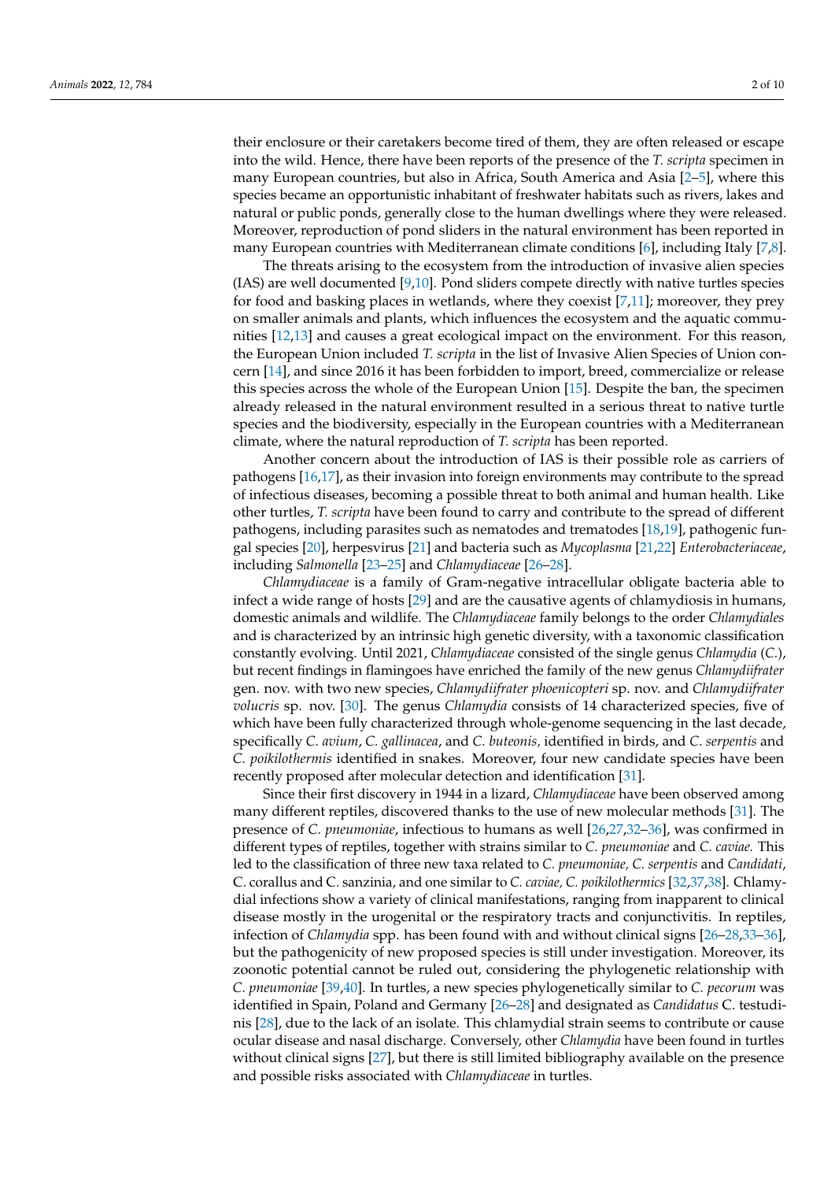their enclosure or their caretakers become tired of them, they are often released or escape into the wild. Hence, there have been reports of the presence of the *T. scripta* specimen in many European countries, but also in Africa, South America and Asia [2–5], where this species became an opportunistic inhabitant of freshwater habitats such as rivers, lakes and natural or public ponds, generally close to the human dwellings where they were released. Moreover, reproduction of pond sliders in the natural environment has been reported in many European countries with Mediterranean climate conditions [6], including Italy [7,8].

The threats arising to the ecosystem from the introduction of invasive alien species (IAS) are well documented [9,10]. Pond sliders compete directly with native turtles species for food and basking places in wetlands, where they coexist [7,11]; moreover, they prey on smaller animals and plants, which influences the ecosystem and the aquatic communities [12,13] and causes a great ecological impact on the environment. For this reason, the European Union included *T. scripta* in the list of Invasive Alien Species of Union concern [14], and since 2016 it has been forbidden to import, breed, commercialize or release this species across the whole of the European Union [15]. Despite the ban, the specimen already released in the natural environment resulted in a serious threat to native turtle species and the biodiversity, especially in the European countries with a Mediterranean climate, where the natural reproduction of *T. scripta* has been reported.

Another concern about the introduction of IAS is their possible role as carriers of pathogens [16,17], as their invasion into foreign environments may contribute to the spread of infectious diseases, becoming a possible threat to both animal and human health. Like other turtles, *T. scripta* have been found to carry and contribute to the spread of different pathogens, including parasites such as nematodes and trematodes [18,19], pathogenic fungal species [20], herpesvirus [21] and bacteria such as *Mycoplasma* [21,22] *Enterobacteriaceae*, including *Salmonella* [23–25] and *Chlamydiaceae* [26–28].

*Chlamydiaceae* is a family of Gram-negative intracellular obligate bacteria able to infect a wide range of hosts [29] and are the causative agents of chlamydiosis in humans, domestic animals and wildlife. The *Chlamydiaceae* family belongs to the order *Chlamydiales* and is characterized by an intrinsic high genetic diversity, with a taxonomic classification constantly evolving. Until 2021, *Chlamydiaceae* consisted of the single genus *Chlamydia* (*C.*), but recent findings in flamingoes have enriched the family of the new genus *Chlamydiifrater* gen. nov. with two new species, *Chlamydiifrater phoenicopteri* sp. nov. and *Chlamydiifrater volucris* sp. nov. [30]. The genus *Chlamydia* consists of 14 characterized species, five of which have been fully characterized through whole-genome sequencing in the last decade, specifically *C. avium*, *C. gallinacea*, and *C. buteonis,* identified in birds, and *C. serpentis* and *C. poikilothermis* identified in snakes. Moreover, four new candidate species have been recently proposed after molecular detection and identification [31].

Since their first discovery in 1944 in a lizard, *Chlamydiaceae* have been observed among many different reptiles, discovered thanks to the use of new molecular methods [31]. The presence of *C. pneumoniae*, infectious to humans as well [26,27,32–36], was confirmed in different types of reptiles, together with strains similar to *C. pneumoniae* and *C. caviae.* This led to the classification of three new taxa related to *C. pneumoniae, C. serpentis* and *Candidati*, C. corallus and C. sanzinia, and one similar to *C. caviae, C. poikilothermics* [32,37,38]. Chlamydial infections show a variety of clinical manifestations, ranging from inapparent to clinical disease mostly in the urogenital or the respiratory tracts and conjunctivitis. In reptiles, infection of *Chlamydia* spp. has been found with and without clinical signs [26–28,33–36], but the pathogenicity of new proposed species is still under investigation. Moreover, its zoonotic potential cannot be ruled out, considering the phylogenetic relationship with *C. pneumoniae* [39,40]. In turtles, a new species phylogenetically similar to *C. pecorum* was identified in Spain, Poland and Germany [26–28] and designated as *Candidatus* C. testudinis [28], due to the lack of an isolate. This chlamydial strain seems to contribute or cause ocular disease and nasal discharge. Conversely, other *Chlamydia* have been found in turtles without clinical signs [27], but there is still limited bibliography available on the presence and possible risks associated with *Chlamydiaceae* in turtles.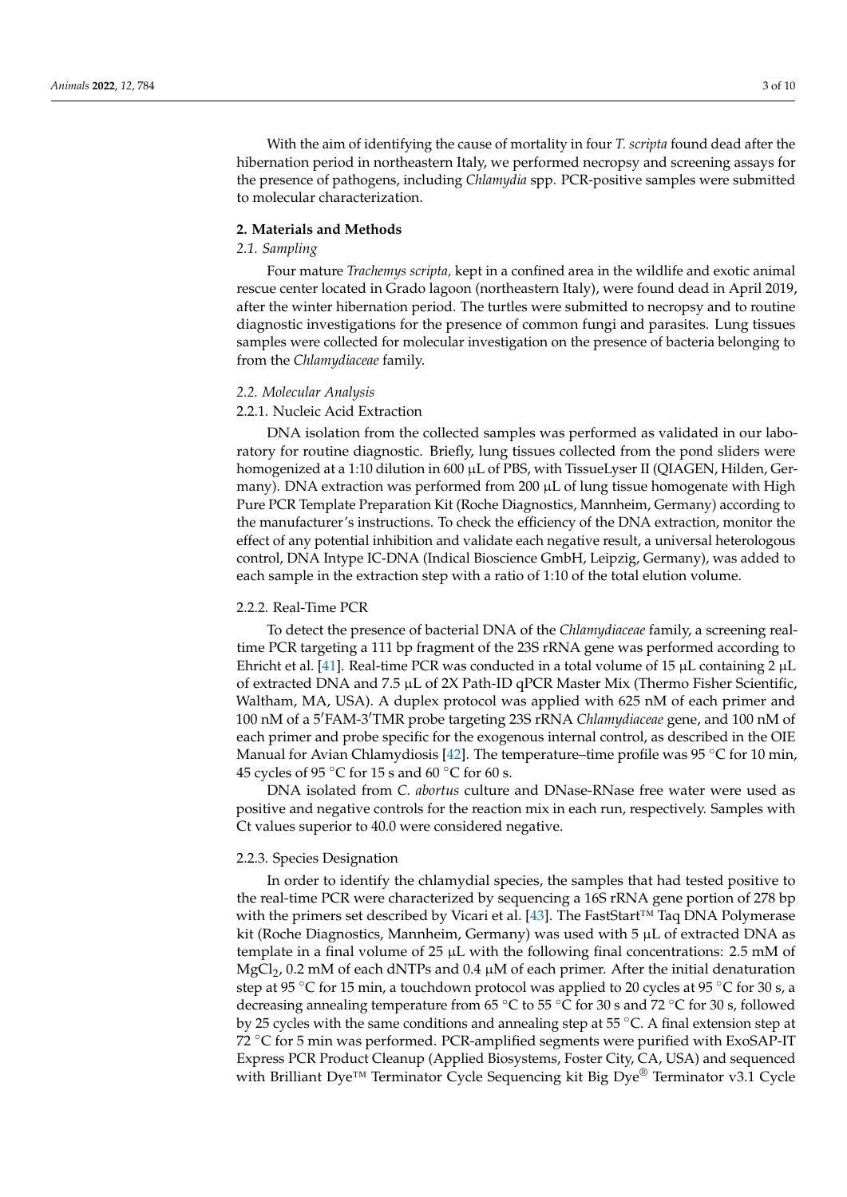With the aim of identifying the cause of mortality in four *T. scripta* found dead after the hibernation period in northeastern Italy, we performed necropsy and screening assays for the presence of pathogens, including *Chlamydia* spp. PCR-positive samples were submitted to molecular characterization.

## 2. Materials and Methods

### 2.1. Sampling

Four mature *Trachemys scripta,* kept in a confined area in the wildlife and exotic animal rescue center located in Grado lagoon (northeastern Italy), were found dead in April 2019, after the winter hibernation period. The turtles were submitted to necropsy and to routine diagnostic investigations for the presence of common fungi and parasites. Lung tissues samples were collected for molecular investigation on the presence of bacteria belonging to from the *Chlamydiaceae* family.

### 2.2. Molecular Analysis

#### 2.2.1. Nucleic Acid Extraction

DNA isolation from the collected samples was performed as validated in our laboratory for routine diagnostic. Briefly, lung tissues collected from the pond sliders were homogenized at a 1:10 dilution in 600 µL of PBS, with TissueLyser II (QIAGEN, Hilden, Germany). DNA extraction was performed from 200 µL of lung tissue homogenate with High Pure PCR Template Preparation Kit (Roche Diagnostics, Mannheim, Germany) according to the manufacturer's instructions. To check the efficiency of the DNA extraction, monitor the effect of any potential inhibition and validate each negative result, a universal heterologous control, DNA Intype IC-DNA (Indical Bioscience GmbH, Leipzig, Germany), was added to each sample in the extraction step with a ratio of 1:10 of the total elution volume.

#### 2.2.2. Real-Time PCR

To detect the presence of bacterial DNA of the *Chlamydiaceae* family, a screening real-time PCR targeting a 111 bp fragment of the 23S rRNA gene was performed according to Ehricht et al. [41]. Real-time PCR was conducted in a total volume of 15 µL containing 2 µL of extracted DNA and 7.5 µL of 2X Path-ID qPCR Master Mix (Thermo Fisher Scientific, Waltham, MA, USA). A duplex protocol was applied with 625 nM of each primer and 100 nM of a 5′FAM-3′TMR probe targeting 23S rRNA *Chlamydiaceae* gene, and 100 nM of each primer and probe specific for the exogenous internal control, as described in the OIE Manual for Avian Chlamydiosis [42]. The temperature–time profile was 95 °C for 10 min, 45 cycles of 95 °C for 15 s and 60 °C for 60 s.

DNA isolated from *C. abortus* culture and DNase-RNase free water were used as positive and negative controls for the reaction mix in each run, respectively. Samples with Ct values superior to 40.0 were considered negative.

#### 2.2.3. Species Designation

In order to identify the chlamydial species, the samples that had tested positive to the real-time PCR were characterized by sequencing a 16S rRNA gene portion of 278 bp with the primers set described by Vicari et al. [43]. The FastStart™ Taq DNA Polymerase kit (Roche Diagnostics, Mannheim, Germany) was used with 5 µL of extracted DNA as template in a final volume of 25 µL with the following final concentrations: 2.5 mM of $MgCl_2$, 0.2 mM of each dNTPs and 0.4 µM of each primer. After the initial denaturation step at 95 °C for 15 min, a touchdown protocol was applied to 20 cycles at 95 °C for 30 s, a decreasing annealing temperature from 65 °C to 55 °C for 30 s and 72 °C for 30 s, followed by 25 cycles with the same conditions and annealing step at 55 °C. A final extension step at 72 °C for 5 min was performed. PCR-amplified segments were purified with ExoSAP-IT Express PCR Product Cleanup (Applied Biosystems, Foster City, CA, USA) and sequenced with Brilliant Dye™ Terminator Cycle Sequencing kit Big Dye® Terminator v3.1 Cycle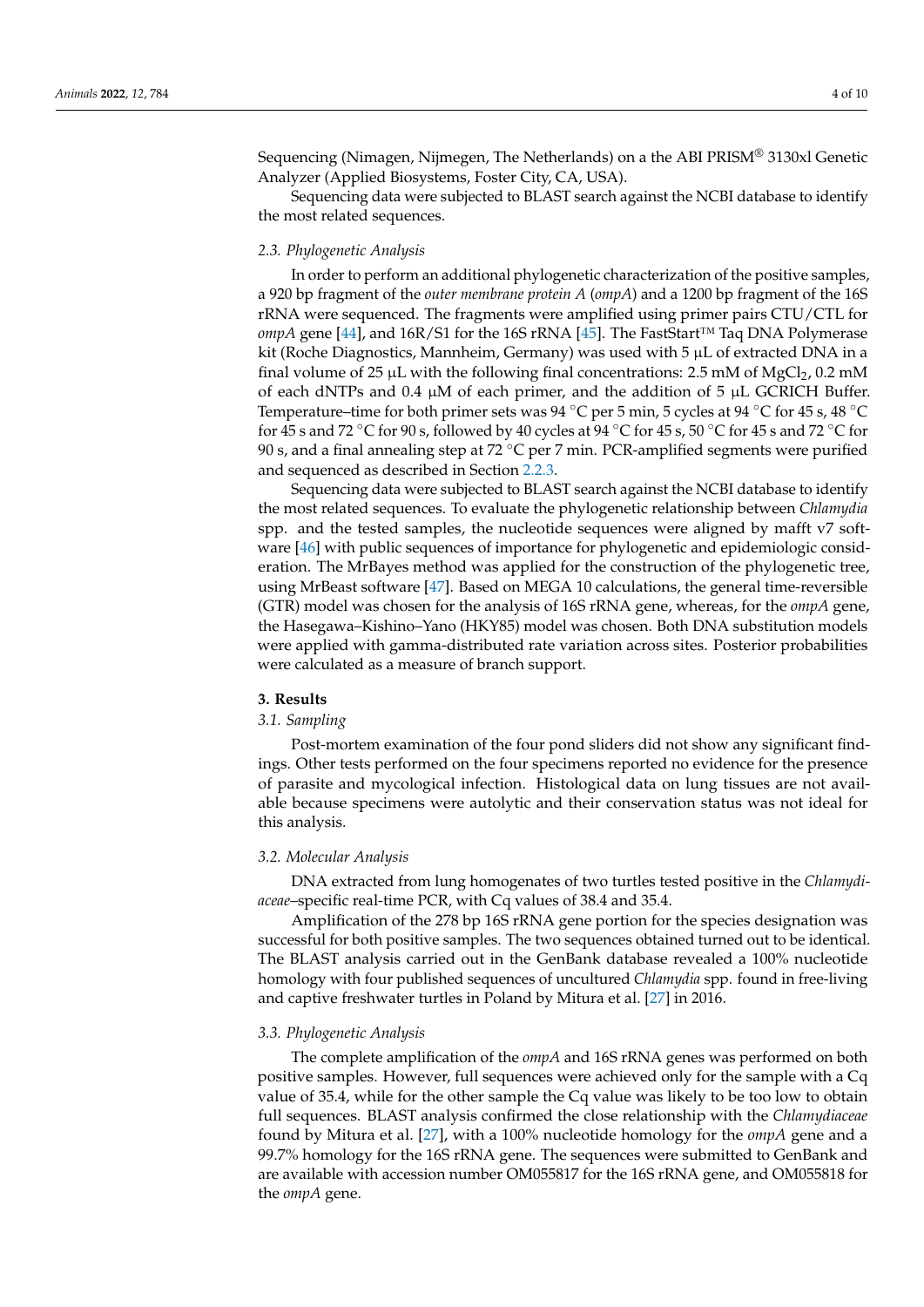Sequencing (Nimagen, Nijmegen, The Netherlands) on a the ABI PRISM® 3130xl Genetic Analyzer (Applied Biosystems, Foster City, CA, USA).

Sequencing data were subjected to BLAST search against the NCBI database to identify the most related sequences.

### 2.3. Phylogenetic Analysis

In order to perform an additional phylogenetic characterization of the positive samples, a 920 bp fragment of the *outer membrane protein A* (*ompA*) and a 1200 bp fragment of the 16S rRNA were sequenced. The fragments were amplified using primer pairs CTU/CTL for *ompA* gene [44], and 16R/S1 for the 16S rRNA [45]. The FastStart™ Taq DNA Polymerase kit (Roche Diagnostics, Mannheim, Germany) was used with 5 μL of extracted DNA in a final volume of 25 μL with the following final concentrations: 2.5 mM of $MgCl_2$, 0.2 mM of each dNTPs and 0.4 μM of each primer, and the addition of 5 μL GCRICH Buffer. Temperature–time for both primer sets was 94 °C per 5 min, 5 cycles at 94 °C for 45 s, 48 °C for 45 s and 72 °C for 90 s, followed by 40 cycles at 94 °C for 45 s, 50 °C for 45 s and 72 °C for 90 s, and a final annealing step at 72 °C per 7 min. PCR-amplified segments were purified and sequenced as described in Section 2.2.3.

Sequencing data were subjected to BLAST search against the NCBI database to identify the most related sequences. To evaluate the phylogenetic relationship between *Chlamydia* spp. and the tested samples, the nucleotide sequences were aligned by mafft v7 software [46] with public sequences of importance for phylogenetic and epidemiologic consideration. The MrBayes method was applied for the construction of the phylogenetic tree, using MrBeast software [47]. Based on MEGA 10 calculations, the general time-reversible (GTR) model was chosen for the analysis of 16S rRNA gene, whereas, for the *ompA* gene, the Hasegawa–Kishino–Yano (HKY85) model was chosen. Both DNA substitution models were applied with gamma-distributed rate variation across sites. Posterior probabilities were calculated as a measure of branch support.

## 3. Results

### 3.1. Sampling

Post-mortem examination of the four pond sliders did not show any significant findings. Other tests performed on the four specimens reported no evidence for the presence of parasite and mycological infection. Histological data on lung tissues are not available because specimens were autolytic and their conservation status was not ideal for this analysis.

### 3.2. Molecular Analysis

DNA extracted from lung homogenates of two turtles tested positive in the *Chlamydiaceae*–specific real-time PCR, with Cq values of 38.4 and 35.4.

Amplification of the 278 bp 16S rRNA gene portion for the species designation was successful for both positive samples. The two sequences obtained turned out to be identical. The BLAST analysis carried out in the GenBank database revealed a 100% nucleotide homology with four published sequences of uncultured *Chlamydia* spp. found in free-living and captive freshwater turtles in Poland by Mitura et al. [27] in 2016.

### 3.3. Phylogenetic Analysis

The complete amplification of the *ompA* and 16S rRNA genes was performed on both positive samples. However, full sequences were achieved only for the sample with a Cq value of 35.4, while for the other sample the Cq value was likely to be too low to obtain full sequences. BLAST analysis confirmed the close relationship with the *Chlamydiaceae* found by Mitura et al. [27], with a 100% nucleotide homology for the *ompA* gene and a 99.7% homology for the 16S rRNA gene. The sequences were submitted to GenBank and are available with accession number OM055817 for the 16S rRNA gene, and OM055818 for the *ompA* gene.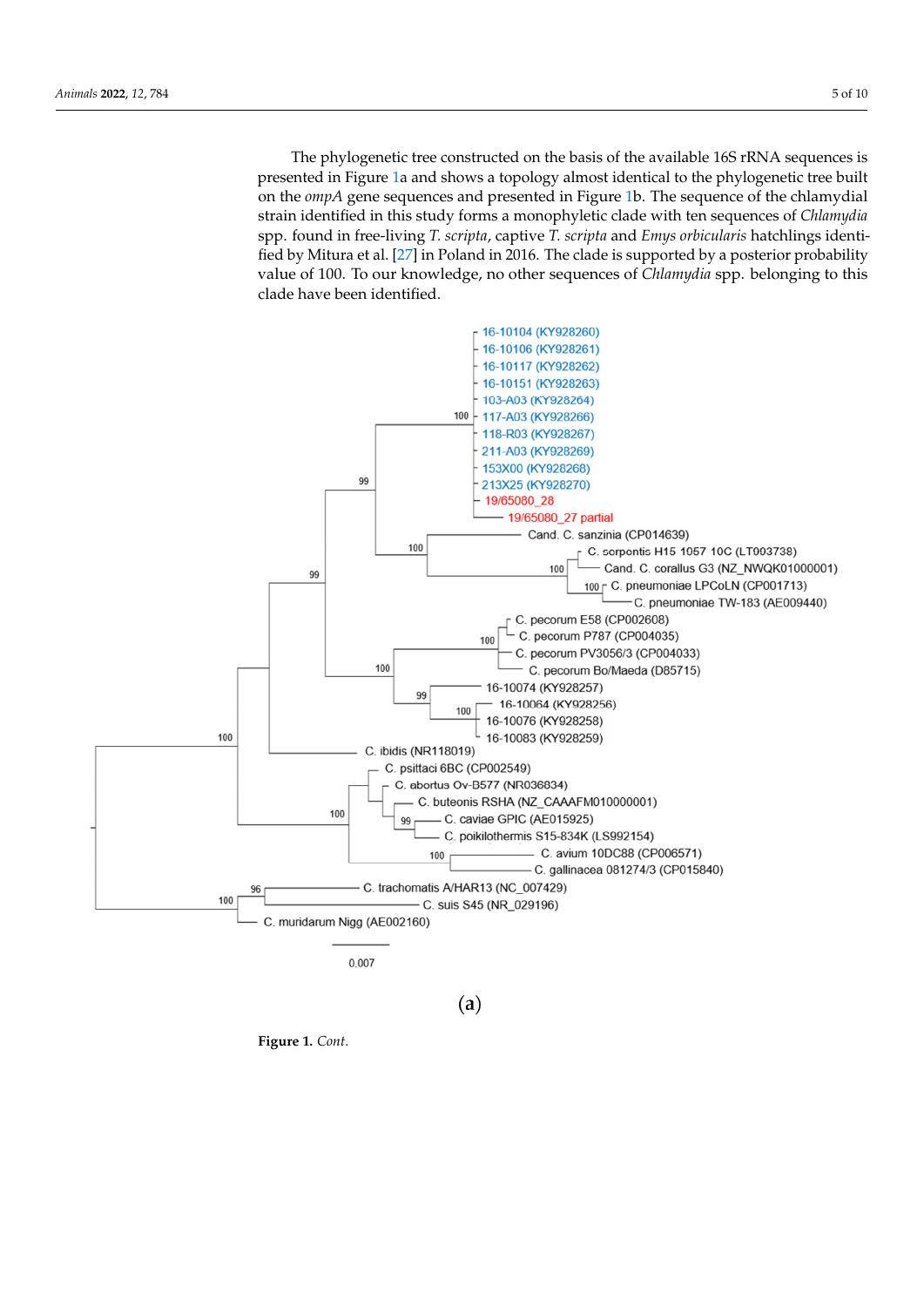The phylogenetic tree constructed on the basis of the available 16S rRNA sequences is presented in Figure 1a and shows a topology almost identical to the phylogenetic tree built on the *ompA* gene sequences and presented in Figure 1b. The sequence of the chlamydial strain identified in this study forms a monophyletic clade with ten sequences of *Chlamydia* spp. found in free-living *T. scripta*, captive *T. scripta* and *Emys orbicularis* hatchlings identified by Mitura et al. [27] in Poland in 2016. The clade is supported by a posterior probability value of 100. To our knowledge, no other sequences of *Chlamydia* spp. belonging to this clade have been identified.

(**a**)

**Figure 1.** *Cont.*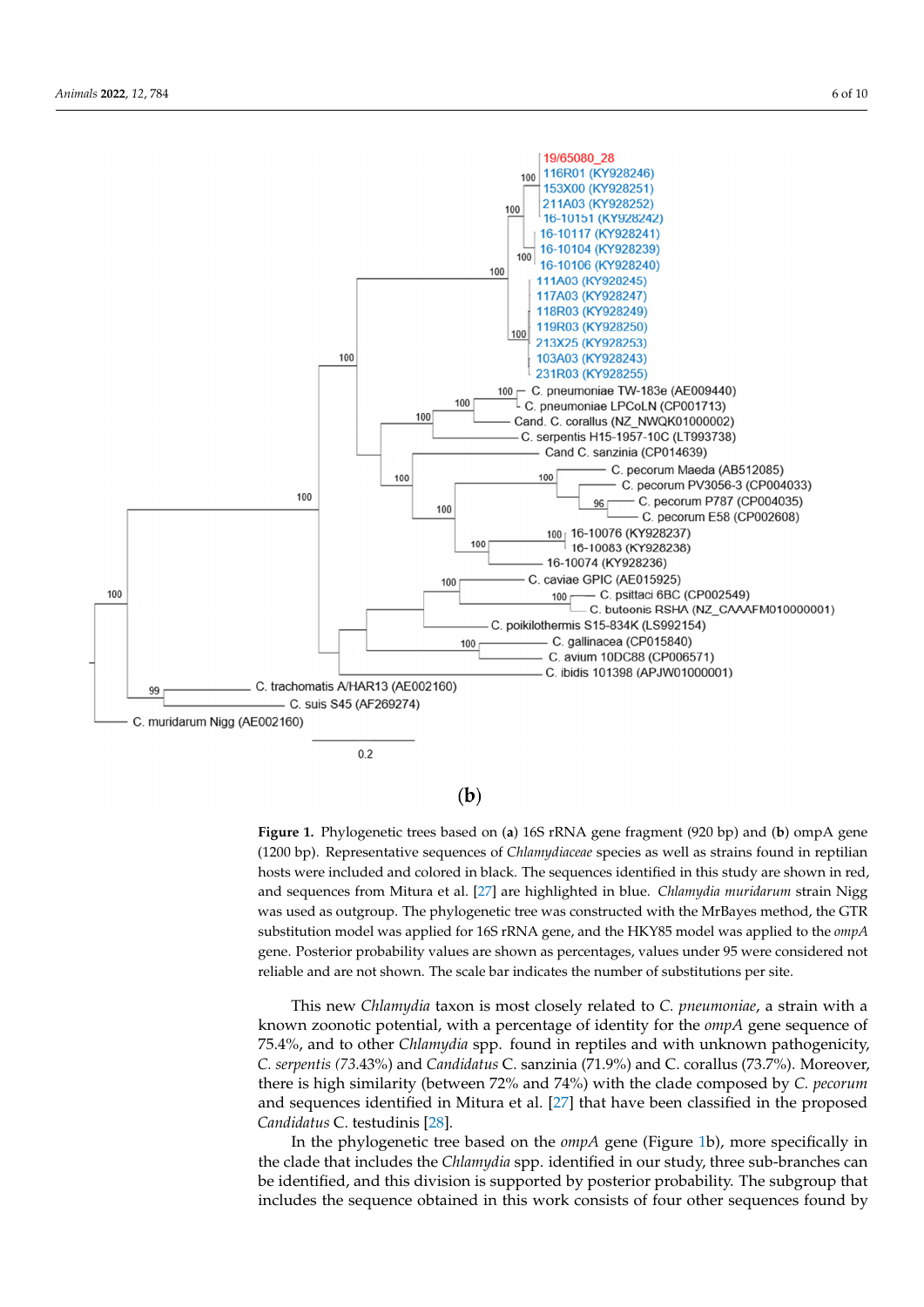(**b**)

**Figure 1.** Phylogenetic trees based on (**a**) 16S rRNA gene fragment (920 bp) and (**b**) ompA gene (1200 bp). Representative sequences of *Chlamydiaceae* species as well as strains found in reptilian hosts were included and colored in black. The sequences identified in this study are shown in red, and sequences from Mitura et al. [27] are highlighted in blue. *Chlamydia muridarum* strain Nigg was used as outgroup. The phylogenetic tree was constructed with the MrBayes method, the GTR substitution model was applied for 16S rRNA gene, and the HKY85 model was applied to the *ompA* gene. Posterior probability values are shown as percentages, values under 95 were considered not reliable and are not shown. The scale bar indicates the number of substitutions per site.

This new *Chlamydia* taxon is most closely related to *C. pneumoniae*, a strain with a known zoonotic potential, with a percentage of identity for the *ompA* gene sequence of 75.4%, and to other *Chlamydia* spp. found in reptiles and with unknown pathogenicity, *C. serpentis* (73.43%) and *Candidatus* C. sanzinia (71.9%) and C. corallus (73.7%). Moreover, there is high similarity (between 72% and 74%) with the clade composed by *C. pecorum* and sequences identified in Mitura et al. [27] that have been classified in the proposed *Candidatus* C. testudinis [28].

In the phylogenetic tree based on the *ompA* gene (Figure 1b), more specifically in the clade that includes the *Chlamydia* spp. identified in our study, three sub-branches can be identified, and this division is supported by posterior probability. The subgroup that includes the sequence obtained in this work consists of four other sequences found by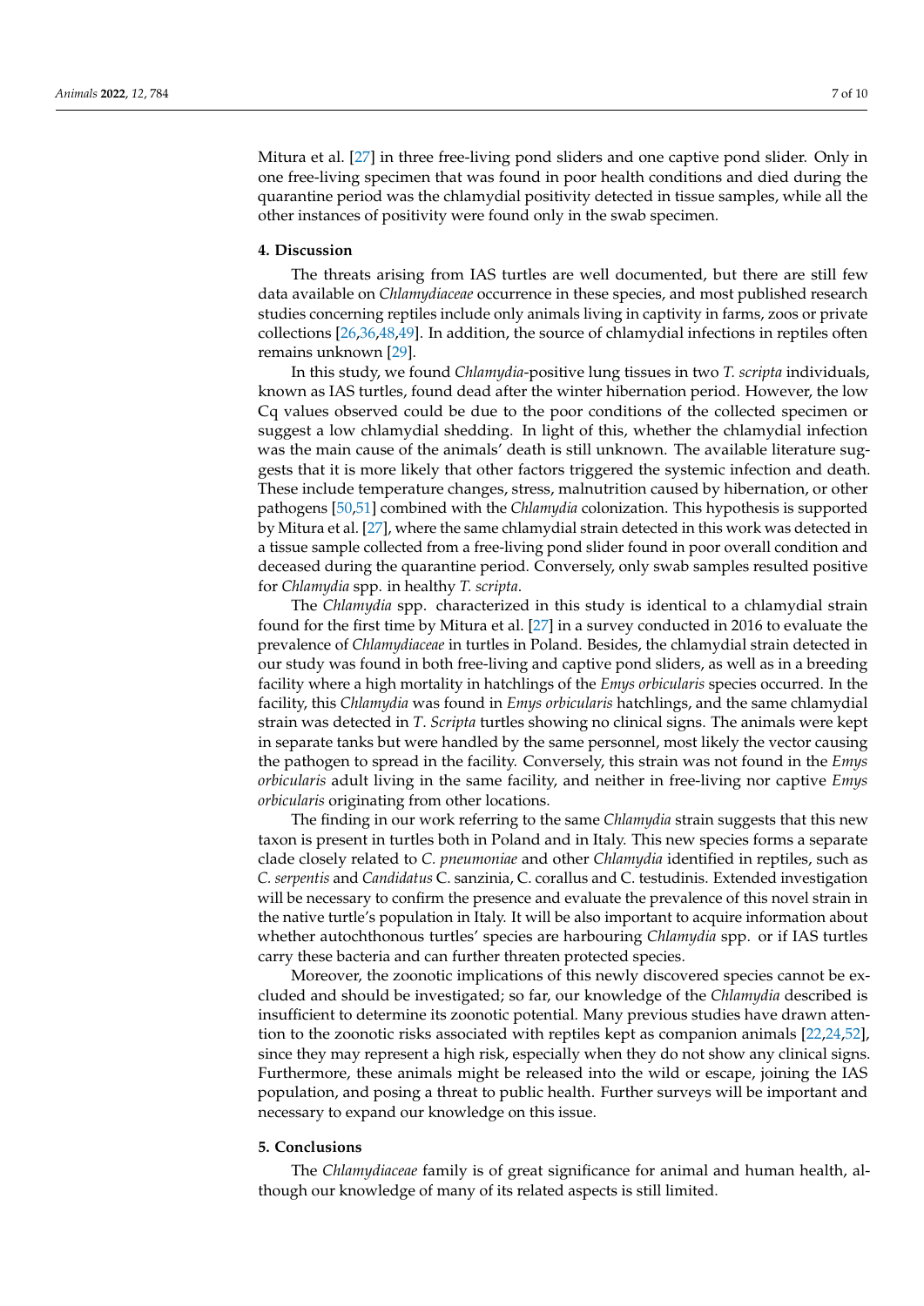Mitura et al. [27] in three free-living pond sliders and one captive pond slider. Only in one free-living specimen that was found in poor health conditions and died during the quarantine period was the chlamydial positivity detected in tissue samples, while all the other instances of positivity were found only in the swab specimen.

## 4. Discussion

The threats arising from IAS turtles are well documented, but there are still few data available on *Chlamydiaceae* occurrence in these species, and most published research studies concerning reptiles include only animals living in captivity in farms, zoos or private collections [26,36,48,49]. In addition, the source of chlamydial infections in reptiles often remains unknown [29].

In this study, we found *Chlamydia*-positive lung tissues in two *T. scripta* individuals, known as IAS turtles, found dead after the winter hibernation period. However, the low Cq values observed could be due to the poor conditions of the collected specimen or suggest a low chlamydial shedding. In light of this, whether the chlamydial infection was the main cause of the animals' death is still unknown. The available literature suggests that it is more likely that other factors triggered the systemic infection and death. These include temperature changes, stress, malnutrition caused by hibernation, or other pathogens [50,51] combined with the *Chlamydia* colonization. This hypothesis is supported by Mitura et al. [27], where the same chlamydial strain detected in this work was detected in a tissue sample collected from a free-living pond slider found in poor overall condition and deceased during the quarantine period. Conversely, only swab samples resulted positive for *Chlamydia* spp. in healthy *T. scripta*.

The *Chlamydia* spp. characterized in this study is identical to a chlamydial strain found for the first time by Mitura et al. [27] in a survey conducted in 2016 to evaluate the prevalence of *Chlamydiaceae* in turtles in Poland. Besides, the chlamydial strain detected in our study was found in both free-living and captive pond sliders, as well as in a breeding facility where a high mortality in hatchlings of the *Emys orbicularis* species occurred. In the facility, this *Chlamydia* was found in *Emys orbicularis* hatchlings, and the same chlamydial strain was detected in *T. Scripta* turtles showing no clinical signs. The animals were kept in separate tanks but were handled by the same personnel, most likely the vector causing the pathogen to spread in the facility. Conversely, this strain was not found in the *Emys orbicularis* adult living in the same facility, and neither in free-living nor captive *Emys orbicularis* originating from other locations.

The finding in our work referring to the same *Chlamydia* strain suggests that this new taxon is present in turtles both in Poland and in Italy. This new species forms a separate clade closely related to *C. pneumoniae* and other *Chlamydia* identified in reptiles, such as *C. serpentis* and *Candidatus* C. sanzinia, C. corallus and C. testudinis. Extended investigation will be necessary to confirm the presence and evaluate the prevalence of this novel strain in the native turtle's population in Italy. It will be also important to acquire information about whether autochthonous turtles' species are harbouring *Chlamydia* spp. or if IAS turtles carry these bacteria and can further threaten protected species.

Moreover, the zoonotic implications of this newly discovered species cannot be excluded and should be investigated; so far, our knowledge of the *Chlamydia* described is insufficient to determine its zoonotic potential. Many previous studies have drawn attention to the zoonotic risks associated with reptiles kept as companion animals [22,24,52], since they may represent a high risk, especially when they do not show any clinical signs. Furthermore, these animals might be released into the wild or escape, joining the IAS population, and posing a threat to public health. Further surveys will be important and necessary to expand our knowledge on this issue.

## 5. Conclusions

The *Chlamydiaceae* family is of great significance for animal and human health, although our knowledge of many of its related aspects is still limited.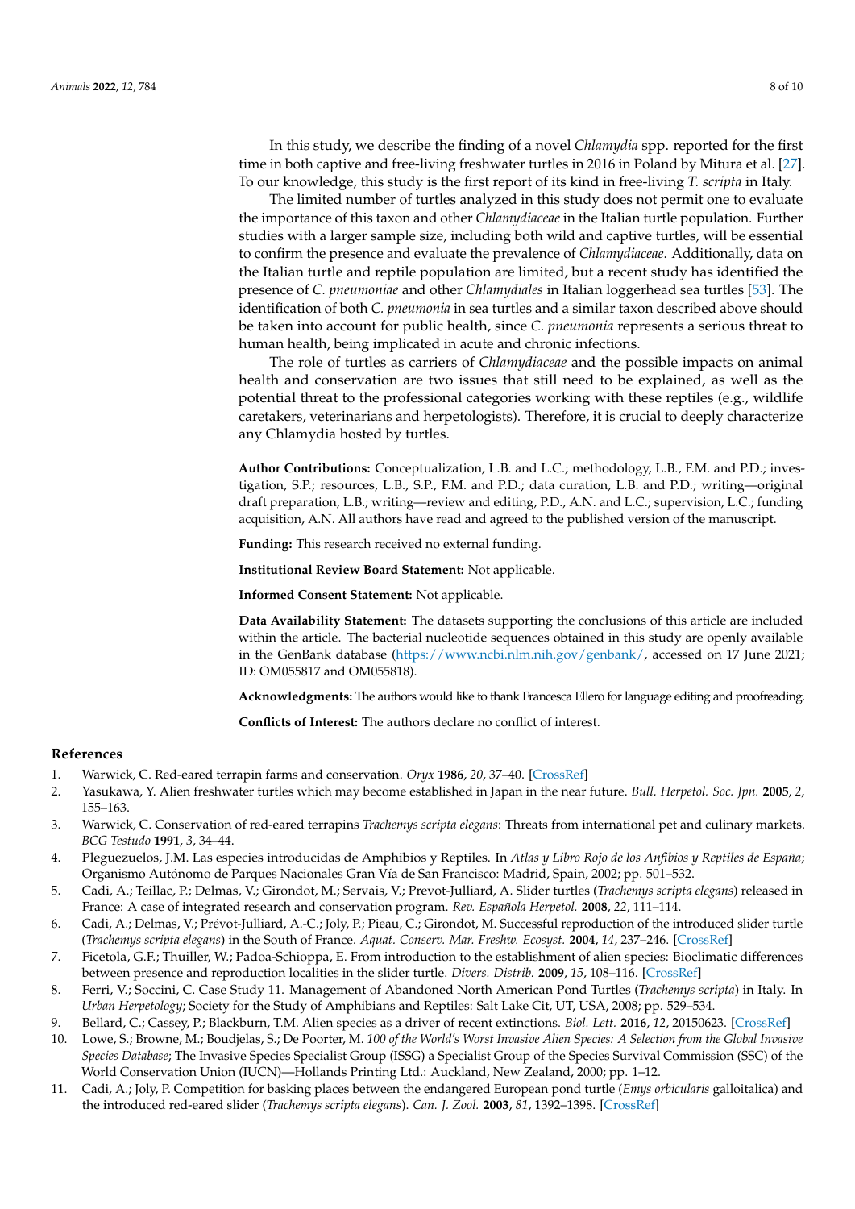In this study, we describe the finding of a novel *Chlamydia* spp. reported for the first time in both captive and free-living freshwater turtles in 2016 in Poland by Mitura et al. [27]. To our knowledge, this study is the first report of its kind in free-living *T. scripta* in Italy.

The limited number of turtles analyzed in this study does not permit one to evaluate the importance of this taxon and other *Chlamydiaceae* in the Italian turtle population. Further studies with a larger sample size, including both wild and captive turtles, will be essential to confirm the presence and evaluate the prevalence of *Chlamydiaceae*. Additionally, data on the Italian turtle and reptile population are limited, but a recent study has identified the presence of *C. pneumoniae* and other *Chlamydiales* in Italian loggerhead sea turtles [53]. The identification of both *C. pneumonia* in sea turtles and a similar taxon described above should be taken into account for public health, since *C. pneumonia* represents a serious threat to human health, being implicated in acute and chronic infections.

The role of turtles as carriers of *Chlamydiaceae* and the possible impacts on animal health and conservation are two issues that still need to be explained, as well as the potential threat to the professional categories working with these reptiles (e.g., wildlife caretakers, veterinarians and herpetologists). Therefore, it is crucial to deeply characterize any Chlamydia hosted by turtles.

**Author Contributions:** Conceptualization, L.B. and L.C.; methodology, L.B., F.M. and P.D.; investigation, S.P.; resources, L.B., S.P., F.M. and P.D.; data curation, L.B. and P.D.; writing—original draft preparation, L.B.; writing—review and editing, P.D., A.N. and L.C.; supervision, L.C.; funding acquisition, A.N. All authors have read and agreed to the published version of the manuscript.

**Funding:** This research received no external funding.

**Institutional Review Board Statement:** Not applicable.

**Informed Consent Statement:** Not applicable.

**Data Availability Statement:** The datasets supporting the conclusions of this article are included within the article. The bacterial nucleotide sequences obtained in this study are openly available in the GenBank database (https://www.ncbi.nlm.nih.gov/genbank/, accessed on 17 June 2021; ID: OM055817 and OM055818).

**Acknowledgments:** The authors would like to thank Francesca Ellero for language editing and proofreading.

**Conflicts of Interest:** The authors declare no conflict of interest.

## References

1. Warwick, C. Red-eared terrapin farms and conservation. *Oryx* **1986**, *20*, 37–40. [CrossRef]
2. Yasukawa, Y. Alien freshwater turtles which may become established in Japan in the near future. *Bull. Herpetol. Soc. Jpn.* **2005**, *2*, 155–163.
3. Warwick, C. Conservation of red-eared terrapins *Trachemys scripta elegans*: Threats from international pet and culinary markets. *BCG Testudo* **1991**, *3*, 34–44.
4. Pleguezuelos, J.M. Las especies introducidas de Amphibios y Reptiles. In *Atlas y Libro Rojo de los Anfibios y Reptiles de España*; Organismo Autónomo de Parques Nacionales Gran Vía de San Francisco: Madrid, Spain, 2002; pp. 501–532.
5. Cadi, A.; Teillac, P.; Delmas, V.; Girondot, M.; Servais, V.; Prevot-Julliard, A. Slider turtles (*Trachemys scripta elegans*) released in France: A case of integrated research and conservation program. *Rev. Española Herpetol.* **2008**, *22*, 111–114.
6. Cadi, A.; Delmas, V.; Prévot-Julliard, A.-C.; Joly, P.; Pieau, C.; Girondot, M. Successful reproduction of the introduced slider turtle (*Trachemys scripta elegans*) in the South of France. *Aquat. Conserv. Mar. Freshw. Ecosyst.* **2004**, *14*, 237–246. [CrossRef]
7. Ficetola, G.F.; Thuiller, W.; Padoa-Schioppa, E. From introduction to the establishment of alien species: Bioclimatic differences between presence and reproduction localities in the slider turtle. *Divers. Distrib.* **2009**, *15*, 108–116. [CrossRef]
8. Ferri, V.; Soccini, C. Case Study 11. Management of Abandoned North American Pond Turtles (*Trachemys scripta*) in Italy. In *Urban Herpetology*; Society for the Study of Amphibians and Reptiles: Salt Lake Cit, UT, USA, 2008; pp. 529–534.
9. Bellard, C.; Cassey, P.; Blackburn, T.M. Alien species as a driver of recent extinctions. *Biol. Lett.* **2016**, *12*, 20150623. [CrossRef]
10. Lowe, S.; Browne, M.; Boudjelas, S.; De Poorter, M. *100 of the World's Worst Invasive Alien Species: A Selection from the Global Invasive Species Database*; The Invasive Species Specialist Group (ISSG) a Specialist Group of the Species Survival Commission (SSC) of the World Conservation Union (IUCN)—Hollands Printing Ltd.: Auckland, New Zealand, 2000; pp. 1–12.
11. Cadi, A.; Joly, P. Competition for basking places between the endangered European pond turtle (*Emys orbicularis* galloitalica) and the introduced red-eared slider (*Trachemys scripta elegans*). *Can. J. Zool.* **2003**, *81*, 1392–1398. [CrossRef]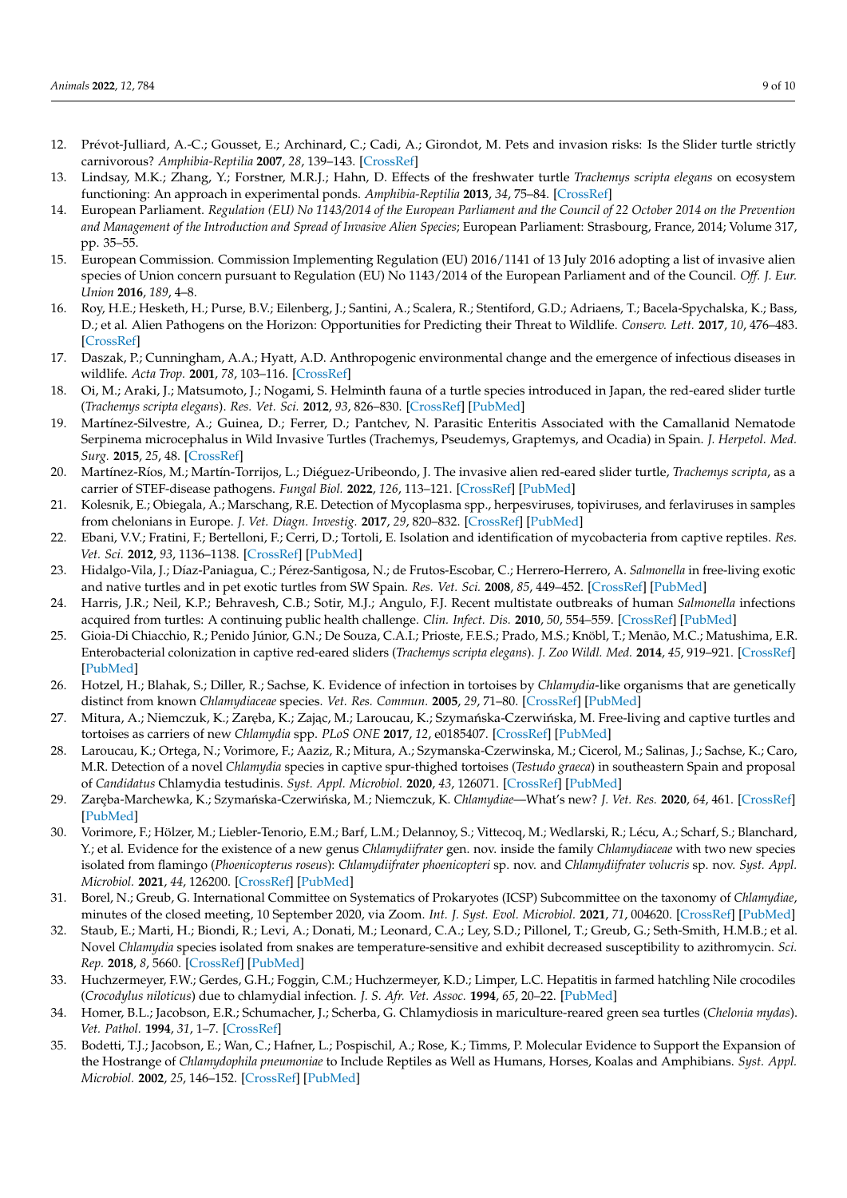12. Prévot-Julliard, A.-C.; Gousset, E.; Archinard, C.; Cadi, A.; Girondot, M. Pets and invasion risks: Is the Slider turtle strictly carnivorous? *Amphibia-Reptilia* **2007**, *28*, 139–143. [CrossRef]
13. Lindsay, M.K.; Zhang, Y.; Forstner, M.R.J.; Hahn, D. Effects of the freshwater turtle *Trachemys scripta elegans* on ecosystem functioning: An approach in experimental ponds. *Amphibia-Reptilia* **2013**, *34*, 75–84. [CrossRef]
14. European Parliament. *Regulation (EU) No 1143/2014 of the European Parliament and the Council of 22 October 2014 on the Prevention and Management of the Introduction and Spread of Invasive Alien Species*; European Parliament: Strasbourg, France, 2014; Volume 317, pp. 35–55.
15. European Commission. Commission Implementing Regulation (EU) 2016/1141 of 13 July 2016 adopting a list of invasive alien species of Union concern pursuant to Regulation (EU) No 1143/2014 of the European Parliament and of the Council. *Off. J. Eur. Union* **2016**, *189*, 4–8.
16. Roy, H.E.; Hesketh, H.; Purse, B.V.; Eilenberg, J.; Santini, A.; Scalera, R.; Stentiford, G.D.; Adriaens, T.; Bacela-Spychalska, K.; Bass, D.; et al. Alien Pathogens on the Horizon: Opportunities for Predicting their Threat to Wildlife. *Conserv. Lett.* **2017**, *10*, 476–483. [CrossRef]
17. Daszak, P.; Cunningham, A.A.; Hyatt, A.D. Anthropogenic environmental change and the emergence of infectious diseases in wildlife. *Acta Trop.* **2001**, *78*, 103–116. [CrossRef]
18. Oi, M.; Araki, J.; Matsumoto, J.; Nogami, S. Helminth fauna of a turtle species introduced in Japan, the red-eared slider turtle (*Trachemys scripta elegans*). *Res. Vet. Sci.* **2012**, *93*, 826–830. [CrossRef] [PubMed]
19. Martínez-Silvestre, A.; Guinea, D.; Ferrer, D.; Pantchev, N. Parasitic Enteritis Associated with the Camallanid Nematode Serpinema microcephalus in Wild Invasive Turtles (Trachemys, Pseudemys, Graptemys, and Ocadia) in Spain. *J. Herpetol. Med. Surg.* **2015**, *25*, 48. [CrossRef]
20. Martínez-Ríos, M.; Martín-Torrijos, L.; Diéguez-Uribeondo, J. The invasive alien red-eared slider turtle, *Trachemys scripta*, as a carrier of STEF-disease pathogens. *Fungal Biol.* **2022**, *126*, 113–121. [CrossRef] [PubMed]
21. Kolesnik, E.; Obiegala, A.; Marschang, R.E. Detection of Mycoplasma spp., herpesviruses, topiviruses, and ferlaviruses in samples from chelonians in Europe. *J. Vet. Diagn. Investig.* **2017**, *29*, 820–832. [CrossRef] [PubMed]
22. Ebani, V.V.; Fratini, F.; Bertelloni, F.; Cerri, D.; Tortoli, E. Isolation and identification of mycobacteria from captive reptiles. *Res. Vet. Sci.* **2012**, *93*, 1136–1138. [CrossRef] [PubMed]
23. Hidalgo-Vila, J.; Díaz-Paniagua, C.; Pérez-Santigosa, N.; de Frutos-Escobar, C.; Herrero-Herrero, A. *Salmonella* in free-living exotic and native turtles and in pet exotic turtles from SW Spain. *Res. Vet. Sci.* **2008**, *85*, 449–452. [CrossRef] [PubMed]
24. Harris, J.R.; Neil, K.P.; Behravesh, C.B.; Sotir, M.J.; Angulo, F.J. Recent multistate outbreaks of human *Salmonella* infections acquired from turtles: A continuing public health challenge. *Clin. Infect. Dis.* **2010**, *50*, 554–559. [CrossRef] [PubMed]
25. Gioia-Di Chiacchio, R.; Penido Júnior, G.N.; De Souza, C.A.I.; Prioste, F.E.S.; Prado, M.S.; Knöbl, T.; Menão, M.C.; Matushima, E.R. Enterobacterial colonization in captive red-eared sliders (*Trachemys scripta elegans*). *J. Zoo Wildl. Med.* **2014**, *45*, 919–921. [CrossRef] [PubMed]
26. Hotzel, H.; Blahak, S.; Diller, R.; Sachse, K. Evidence of infection in tortoises by *Chlamydia*-like organisms that are genetically distinct from known *Chlamydiaceae* species. *Vet. Res. Commun.* **2005**, *29*, 71–80. [CrossRef] [PubMed]
27. Mitura, A.; Niemczuk, K.; Zaręba, K.; Zając, M.; Laroucau, K.; Szymańska-Czerwińska, M. Free-living and captive turtles and tortoises as carriers of new *Chlamydia* spp. *PLoS ONE* **2017**, *12*, e0185407. [CrossRef] [PubMed]
28. Laroucau, K.; Ortega, N.; Vorimore, F.; Aaziz, R.; Mitura, A.; Szymanska-Czerwinska, M.; Cicerol, M.; Salinas, J.; Sachse, K.; Caro, M.R. Detection of a novel *Chlamydia* species in captive spur-thighed tortoises (*Testudo graeca*) in southeastern Spain and proposal of *Candidatus* Chlamydia testudinis. *Syst. Appl. Microbiol.* **2020**, *43*, 126071. [CrossRef] [PubMed]
29. Zaręba-Marchewka, K.; Szymańska-Czerwińska, M.; Niemczuk, K. *Chlamydiae*—What's new? *J. Vet. Res.* **2020**, *64*, 461. [CrossRef] [PubMed]
30. Vorimore, F.; Hölzer, M.; Liebler-Tenorio, E.M.; Barf, L.M.; Delannoy, S.; Vittecoq, M.; Wedlarski, R.; Lécu, A.; Scharf, S.; Blanchard, Y.; et al. Evidence for the existence of a new genus *Chlamydiifrater* gen. nov. inside the family *Chlamydiaceae* with two new species isolated from flamingo (*Phoenicopterus roseus*): *Chlamydiifrater phoenicopteri* sp. nov. and *Chlamydiifrater volucris* sp. nov. *Syst. Appl. Microbiol.* **2021**, *44*, 126200. [CrossRef] [PubMed]
31. Borel, N.; Greub, G. International Committee on Systematics of Prokaryotes (ICSP) Subcommittee on the taxonomy of *Chlamydiae*, minutes of the closed meeting, 10 September 2020, via Zoom. *Int. J. Syst. Evol. Microbiol.* **2021**, *71*, 004620. [CrossRef] [PubMed]
32. Staub, E.; Marti, H.; Biondi, R.; Levi, A.; Donati, M.; Leonard, C.A.; Ley, S.D.; Pillonel, T.; Greub, G.; Seth-Smith, H.M.B.; et al. Novel *Chlamydia* species isolated from snakes are temperature-sensitive and exhibit decreased susceptibility to azithromycin. *Sci. Rep.* **2018**, *8*, 5660. [CrossRef] [PubMed]
33. Huchzermeyer, F.W.; Gerdes, G.H.; Foggin, C.M.; Huchzermeyer, K.D.; Limper, L.C. Hepatitis in farmed hatchling Nile crocodiles (*Crocodylus niloticus*) due to chlamydial infection. *J. S. Afr. Vet. Assoc.* **1994**, *65*, 20–22. [PubMed]
34. Homer, B.L.; Jacobson, E.R.; Schumacher, J.; Scherba, G. Chlamydiosis in mariculture-reared green sea turtles (*Chelonia mydas*). *Vet. Pathol.* **1994**, *31*, 1–7. [CrossRef]
35. Bodetti, T.J.; Jacobson, E.; Wan, C.; Hafner, L.; Pospischil, A.; Rose, K.; Timms, P. Molecular Evidence to Support the Expansion of the Hostrange of *Chlamydophila pneumoniae* to Include Reptiles as Well as Humans, Horses, Koalas and Amphibians. *Syst. Appl. Microbiol.* **2002**, *25*, 146–152. [CrossRef] [PubMed]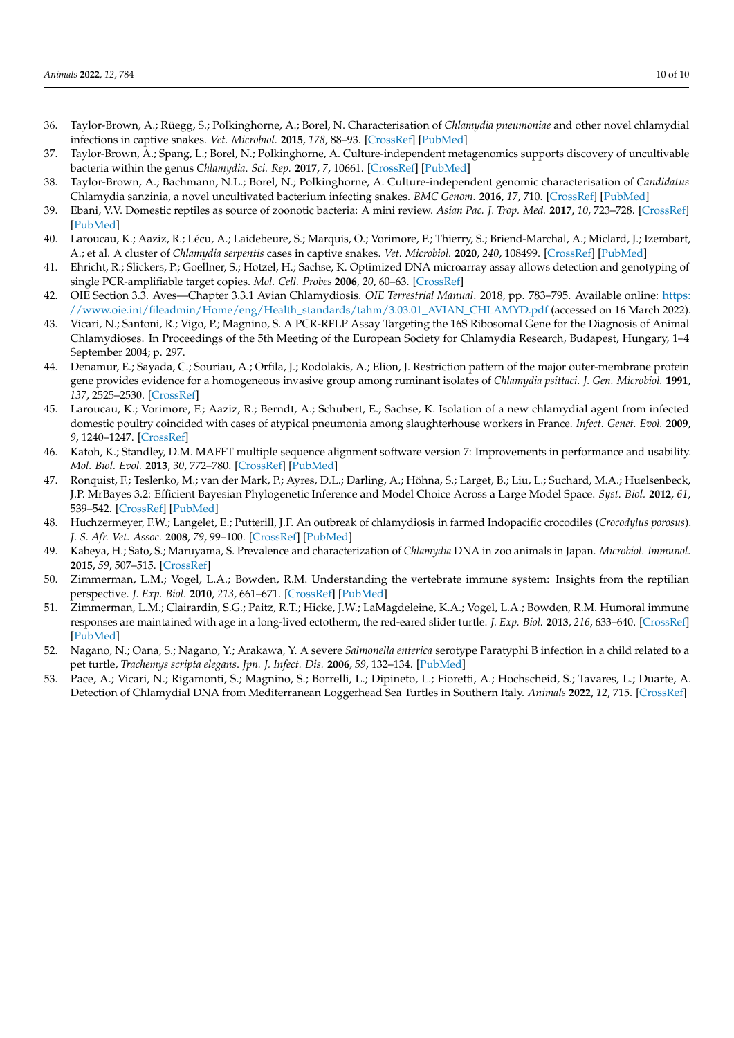36. Taylor-Brown, A.; Rüegg, S.; Polkinghorne, A.; Borel, N. Characterisation of *Chlamydia pneumoniae* and other novel chlamydial infections in captive snakes. *Vet. Microbiol.* **2015**, *178*, 88–93. [CrossRef] [PubMed]
37. Taylor-Brown, A.; Spang, L.; Borel, N.; Polkinghorne, A. Culture-independent metagenomics supports discovery of uncultivable bacteria within the genus *Chlamydia. Sci. Rep.* **2017**, *7*, 10661. [CrossRef] [PubMed]
38. Taylor-Brown, A.; Bachmann, N.L.; Borel, N.; Polkinghorne, A. Culture-independent genomic characterisation of *Candidatus* Chlamydia sanzinia, a novel uncultivated bacterium infecting snakes. *BMC Genom.* **2016**, *17*, 710. [CrossRef] [PubMed]
39. Ebani, V.V. Domestic reptiles as source of zoonotic bacteria: A mini review. *Asian Pac. J. Trop. Med.* **2017**, *10*, 723–728. [CrossRef] [PubMed]
40. Laroucau, K.; Aaziz, R.; Lécu, A.; Laidebeure, S.; Marquis, O.; Vorimore, F.; Thierry, S.; Briend-Marchal, A.; Miclard, J.; Izembart, A.; et al. A cluster of *Chlamydia serpentis* cases in captive snakes. *Vet. Microbiol.* **2020**, *240*, 108499. [CrossRef] [PubMed]
41. Ehricht, R.; Slickers, P.; Goellner, S.; Hotzel, H.; Sachse, K. Optimized DNA microarray assay allows detection and genotyping of single PCR-amplifiable target copies. *Mol. Cell. Probes* **2006**, *20*, 60–63. [CrossRef]
42. OIE Section 3.3. Aves—Chapter 3.3.1 Avian Chlamydiosis. *OIE Terrestrial Manual*. 2018, pp. 783–795. Available online: https://www.oie.int/fileadmin/Home/eng/Health_standards/tahm/3.03.01_AVIAN_CHLAMYD.pdf (accessed on 16 March 2022).
43. Vicari, N.; Santoni, R.; Vigo, P.; Magnino, S. A PCR-RFLP Assay Targeting the 16S Ribosomal Gene for the Diagnosis of Animal Chlamydioses. In Proceedings of the 5th Meeting of the European Society for Chlamydia Research, Budapest, Hungary, 1–4 September 2004; p. 297.
44. Denamur, E.; Sayada, C.; Souriau, A.; Orfila, J.; Rodolakis, A.; Elion, J. Restriction pattern of the major outer-membrane protein gene provides evidence for a homogeneous invasive group among ruminant isolates of *Chlamydia psittaci. J. Gen. Microbiol.* **1991**, *137*, 2525–2530. [CrossRef]
45. Laroucau, K.; Vorimore, F.; Aaziz, R.; Berndt, A.; Schubert, E.; Sachse, K. Isolation of a new chlamydial agent from infected domestic poultry coincided with cases of atypical pneumonia among slaughterhouse workers in France. *Infect. Genet. Evol.* **2009**, *9*, 1240–1247. [CrossRef]
46. Katoh, K.; Standley, D.M. MAFFT multiple sequence alignment software version 7: Improvements in performance and usability. *Mol. Biol. Evol.* **2013**, *30*, 772–780. [CrossRef] [PubMed]
47. Ronquist, F.; Teslenko, M.; van der Mark, P.; Ayres, D.L.; Darling, A.; Höhna, S.; Larget, B.; Liu, L.; Suchard, M.A.; Huelsenbeck, J.P. MrBayes 3.2: Efficient Bayesian Phylogenetic Inference and Model Choice Across a Large Model Space. *Syst. Biol.* **2012**, *61*, 539–542. [CrossRef] [PubMed]
48. Huchzermeyer, F.W.; Langelet, E.; Putterill, J.F. An outbreak of chlamydiosis in farmed Indopacific crocodiles (*Crocodylus porosus*). *J. S. Afr. Vet. Assoc.* **2008**, *79*, 99–100. [CrossRef] [PubMed]
49. Kabeya, H.; Sato, S.; Maruyama, S. Prevalence and characterization of *Chlamydia* DNA in zoo animals in Japan. *Microbiol. Immunol.* **2015**, *59*, 507–515. [CrossRef]
50. Zimmerman, L.M.; Vogel, L.A.; Bowden, R.M. Understanding the vertebrate immune system: Insights from the reptilian perspective. *J. Exp. Biol.* **2010**, *213*, 661–671. [CrossRef] [PubMed]
51. Zimmerman, L.M.; Clairardin, S.G.; Paitz, R.T.; Hicke, J.W.; LaMagdeleine, K.A.; Vogel, L.A.; Bowden, R.M. Humoral immune responses are maintained with age in a long-lived ectotherm, the red-eared slider turtle. *J. Exp. Biol.* **2013**, *216*, 633–640. [CrossRef] [PubMed]
52. Nagano, N.; Oana, S.; Nagano, Y.; Arakawa, Y. A severe *Salmonella enterica* serotype Paratyphi B infection in a child related to a pet turtle, *Trachemys scripta elegans*. *Jpn. J. Infect. Dis.* **2006**, *59*, 132–134. [PubMed]
53. Pace, A.; Vicari, N.; Rigamonti, S.; Magnino, S.; Borrelli, L.; Dipineto, L.; Fioretti, A.; Hochscheid, S.; Tavares, L.; Duarte, A. Detection of Chlamydial DNA from Mediterranean Loggerhead Sea Turtles in Southern Italy. *Animals* **2022**, *12*, 715. [CrossRef]